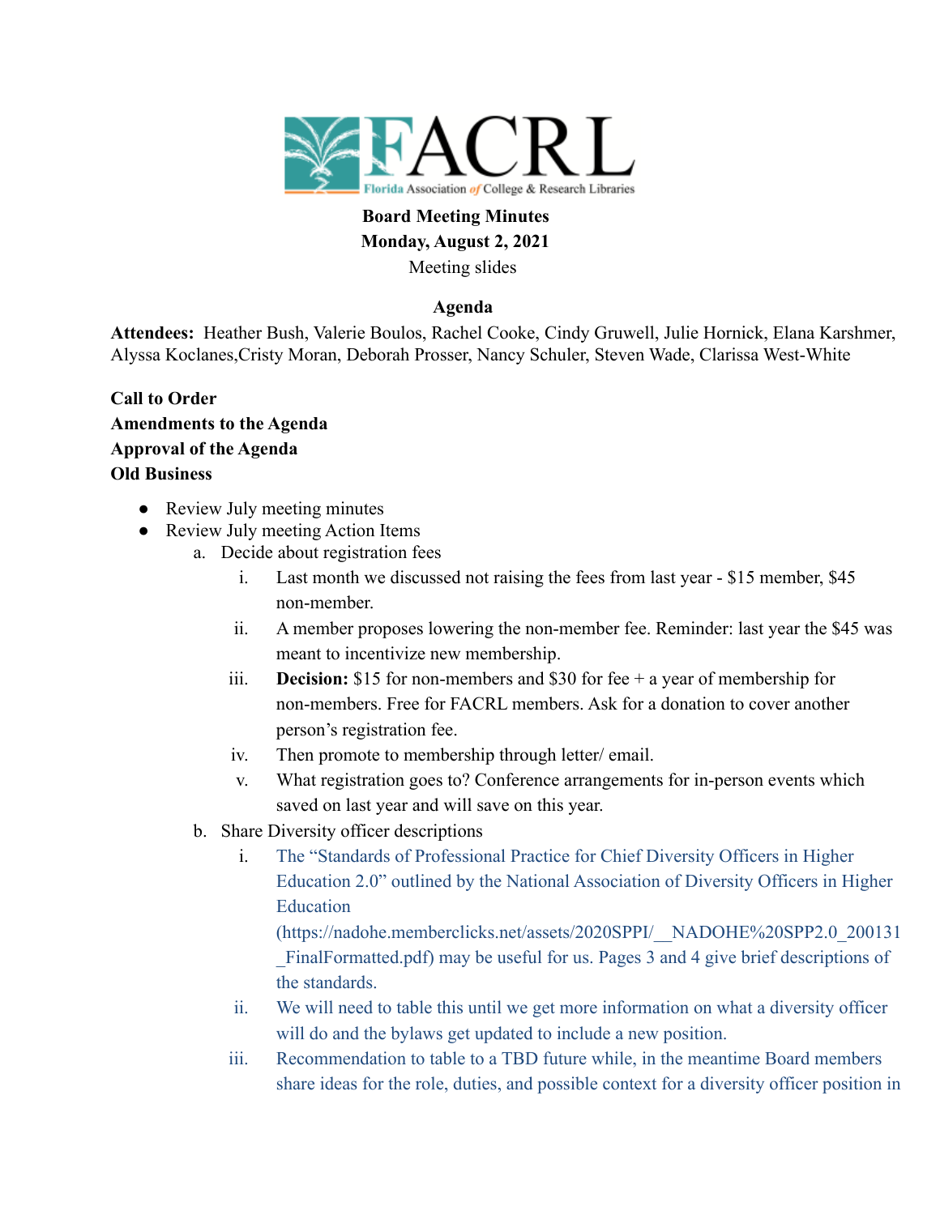**Board Meeting Minutes**
**Monday, August 2, 2021**
Meeting slides

**Agenda**

**Attendees:** Heather Bush, Valerie Boulos, Rachel Cooke, Cindy Gruwell, Julie Hornick, Elana Karshmer, Alyssa Koclanes,Cristy Moran, Deborah Prosser, Nancy Schuler, Steven Wade, Clarissa West-White

**Call to Order**
**Amendments to the Agenda**
**Approval of the Agenda**
**Old Business**

- Review July meeting minutes
- Review July meeting Action Items
    a. Decide about registration fees
        i. Last month we discussed not raising the fees from last year - $15 member, $45 non-member.
        ii. A member proposes lowering the non-member fee. Reminder: last year the $45 was meant to incentivize new membership.
        iii. **Decision:** $15 for non-members and $30 for fee + a year of membership for non-members. Free for FACRL members. Ask for a donation to cover another person's registration fee.
        iv. Then promote to membership through letter/ email.
        v. What registration goes to? Conference arrangements for in-person events which saved on last year and will save on this year.
    b. Share Diversity officer descriptions
        i. The "Standards of Professional Practice for Chief Diversity Officers in Higher Education 2.0" outlined by the National Association of Diversity Officers in Higher Education (https://nadohe.memberclicks.net/assets/2020SPPI/__NADOHE%20SPP2.0_200131_FinalFormatted.pdf) may be useful for us. Pages 3 and 4 give brief descriptions of the standards.
        ii. We will need to table this until we get more information on what a diversity officer will do and the bylaws get updated to include a new position.
        iii. Recommendation to table to a TBD future while, in the meantime Board members share ideas for the role, duties, and possible context for a diversity officer position in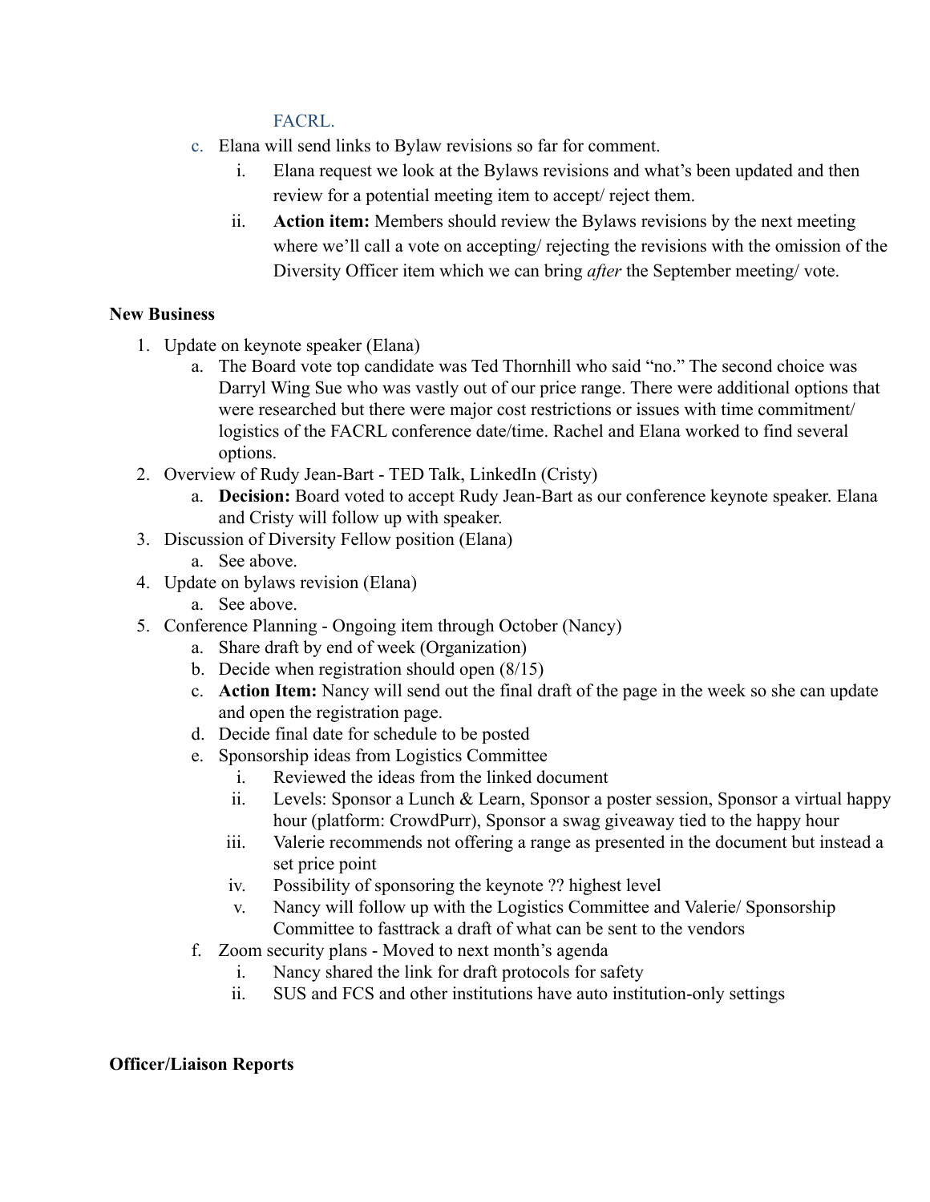FACRL.

c. Elana will send links to Bylaw revisions so far for comment.
    i. Elana request we look at the Bylaws revisions and what's been updated and then review for a potential meeting item to accept/ reject them.
    ii. **Action item:** Members should review the Bylaws revisions by the next meeting where we'll call a vote on accepting/ rejecting the revisions with the omission of the Diversity Officer item which we can bring *after* the September meeting/ vote.

**New Business**

1. Update on keynote speaker (Elana)
    a. The Board vote top candidate was Ted Thornhill who said "no." The second choice was Darryl Wing Sue who was vastly out of our price range. There were additional options that were researched but there were major cost restrictions or issues with time commitment/ logistics of the FACRL conference date/time. Rachel and Elana worked to find several options.
2. Overview of Rudy Jean-Bart - TED Talk, LinkedIn (Cristy)
    a. **Decision:** Board voted to accept Rudy Jean-Bart as our conference keynote speaker. Elana and Cristy will follow up with speaker.
3. Discussion of Diversity Fellow position (Elana)
    a. See above.
4. Update on bylaws revision (Elana)
    a. See above.
5. Conference Planning - Ongoing item through October (Nancy)
    a. Share draft by end of week (Organization)
    b. Decide when registration should open (8/15)
    c. **Action Item:** Nancy will send out the final draft of the page in the week so she can update and open the registration page.
    d. Decide final date for schedule to be posted
    e. Sponsorship ideas from Logistics Committee
        i. Reviewed the ideas from the linked document
        ii. Levels: Sponsor a Lunch & Learn, Sponsor a poster session, Sponsor a virtual happy hour (platform: CrowdPurr), Sponsor a swag giveaway tied to the happy hour
        iii. Valerie recommends not offering a range as presented in the document but instead a set price point
        iv. Possibility of sponsoring the keynote ?? highest level
        v. Nancy will follow up with the Logistics Committee and Valerie/ Sponsorship Committee to fasttrack a draft of what can be sent to the vendors
    f. Zoom security plans - Moved to next month's agenda
        i. Nancy shared the link for draft protocols for safety
        ii. SUS and FCS and other institutions have auto institution-only settings

**Officer/Liaison Reports**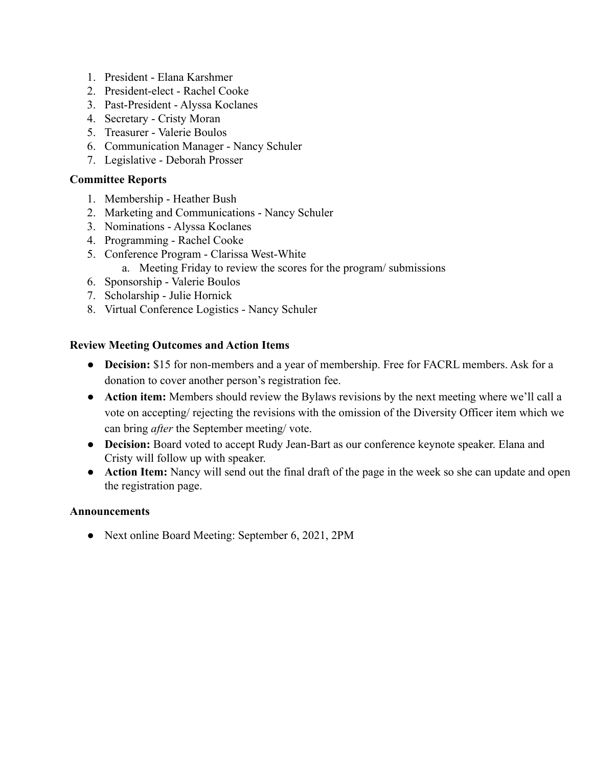1. President - Elana Karshmer
2. President-elect - Rachel Cooke
3. Past-President - Alyssa Koclanes
4. Secretary - Cristy Moran
5. Treasurer - Valerie Boulos
6. Communication Manager - Nancy Schuler
7. Legislative - Deborah Prosser

**Committee Reports**

1. Membership - Heather Bush
2. Marketing and Communications - Nancy Schuler
3. Nominations - Alyssa Koclanes
4. Programming - Rachel Cooke
5. Conference Program - Clarissa West-White
    a. Meeting Friday to review the scores for the program/ submissions
6. Sponsorship - Valerie Boulos
7. Scholarship - Julie Hornick
8. Virtual Conference Logistics - Nancy Schuler

**Review Meeting Outcomes and Action Items**

- **Decision:** $15 for non-members and a year of membership. Free for FACRL members. Ask for a donation to cover another person's registration fee.
- **Action item:** Members should review the Bylaws revisions by the next meeting where we'll call a vote on accepting/ rejecting the revisions with the omission of the Diversity Officer item which we can bring *after* the September meeting/ vote.
- **Decision:** Board voted to accept Rudy Jean-Bart as our conference keynote speaker. Elana and Cristy will follow up with speaker.
- **Action Item:** Nancy will send out the final draft of the page in the week so she can update and open the registration page.

**Announcements**

- Next online Board Meeting: September 6, 2021, 2PM